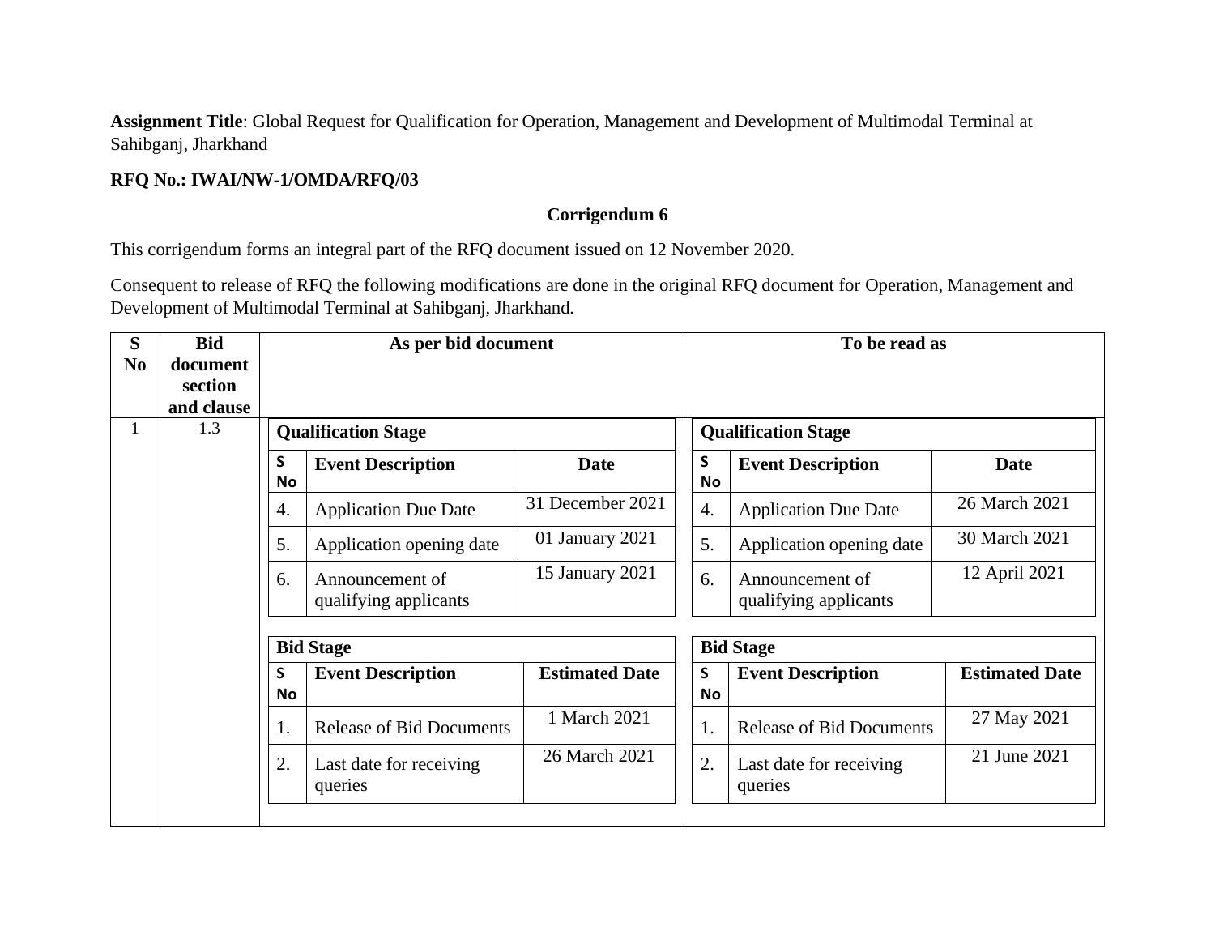**Assignment Title**: Global Request for Qualification for Operation, Management and Development of Multimodal Terminal at Sahibganj, Jharkhand

**RFQ No.: IWAI/NW-1/OMDA/RFQ/03**

**Corrigendum 6**

This corrigendum forms an integral part of the RFQ document issued on 12 November 2020.

Consequent to release of RFQ the following modifications are done in the original RFQ document for Operation, Management and Development of Multimodal Terminal at Sahibganj, Jharkhand.

| S No | Bid document section and clause | As per bid document | To be read as |
|---|---|---|---|
| 1 | 1.3 | **Qualification Stage**<br>S No \| Event Description \| Date<br>4. Application Due Date \| 31 December 2021<br>5. Application opening date \| 01 January 2021<br>6. Announcement of qualifying applicants \| 15 January 2021<br><br>**Bid Stage**<br>S No \| Event Description \| Estimated Date<br>1. Release of Bid Documents \| 1 March 2021<br>2. Last date for receiving queries \| 26 March 2021 | **Qualification Stage**<br>S No \| Event Description \| Date<br>4. Application Due Date \| 26 March 2021<br>5. Application opening date \| 30 March 2021<br>6. Announcement of qualifying applicants \| 12 April 2021<br><br>**Bid Stage**<br>S No \| Event Description \| Estimated Date<br>1. Release of Bid Documents \| 27 May 2021<br>2. Last date for receiving queries \| 21 June 2021 |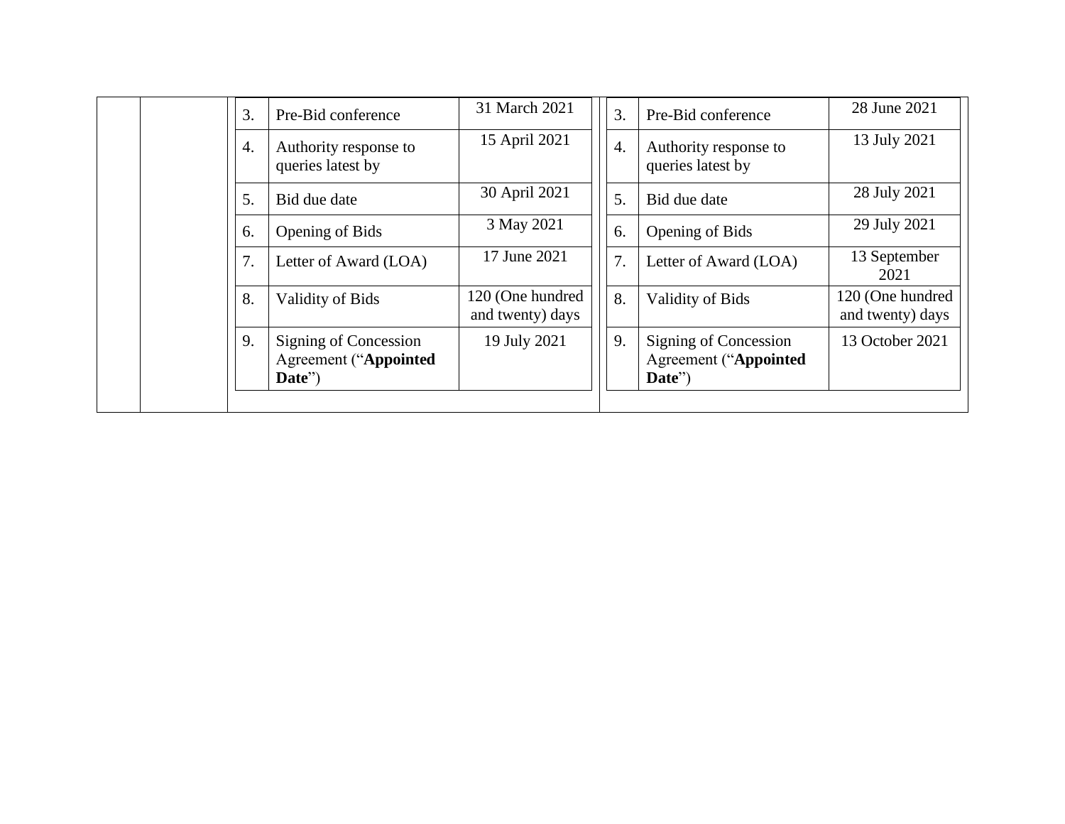| | | | |
|---|---|---|---|
| 3. | Pre-Bid conference | 31 March 2021 |
| 4. | Authority response to queries latest by | 15 April 2021 |
| 5. | Bid due date | 30 April 2021 |
| 6. | Opening of Bids | 3 May 2021 |
| 7. | Letter of Award (LOA) | 17 June 2021 |
| 8. | Validity of Bids | 120 (One hundred and twenty) days |
| 9. | Signing of Concession Agreement ("**Appointed Date**") | 19 July 2021 |

| | | |
|---|---|---|
| 3. | Pre-Bid conference | 28 June 2021 |
| 4. | Authority response to queries latest by | 13 July 2021 |
| 5. | Bid due date | 28 July 2021 |
| 6. | Opening of Bids | 29 July 2021 |
| 7. | Letter of Award (LOA) | 13 September 2021 |
| 8. | Validity of Bids | 120 (One hundred and twenty) days |
| 9. | Signing of Concession Agreement ("**Appointed Date**") | 13 October 2021 |